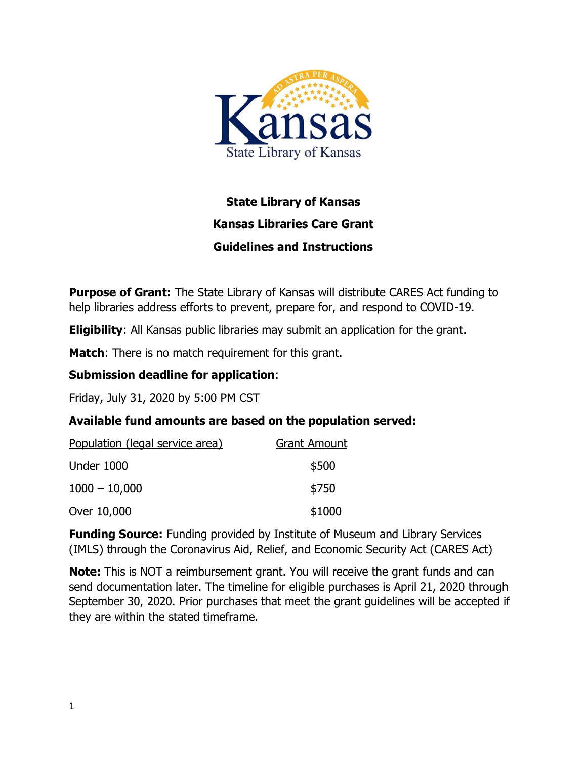# State Library of Kansas

## Kansas Libraries Care Grant

## Guidelines and Instructions

**Purpose of Grant:** The State Library of Kansas will distribute CARES Act funding to help libraries address efforts to prevent, prepare for, and respond to COVID-19.

**Eligibility**: All Kansas public libraries may submit an application for the grant.

**Match**: There is no match requirement for this grant.

**Submission deadline for application**:

Friday, July 31, 2020 by 5:00 PM CST

**Available fund amounts are based on the population served:**

| Population (legal service area) | Grant Amount |
|---|---|
| Under 1000 | $500 |
| 1000 – 10,000 | $750 |
| Over 10,000 | $1000 |

**Funding Source:** Funding provided by Institute of Museum and Library Services (IMLS) through the Coronavirus Aid, Relief, and Economic Security Act (CARES Act)

**Note:** This is NOT a reimbursement grant. You will receive the grant funds and can send documentation later. The timeline for eligible purchases is April 21, 2020 through September 30, 2020. Prior purchases that meet the grant guidelines will be accepted if they are within the stated timeframe.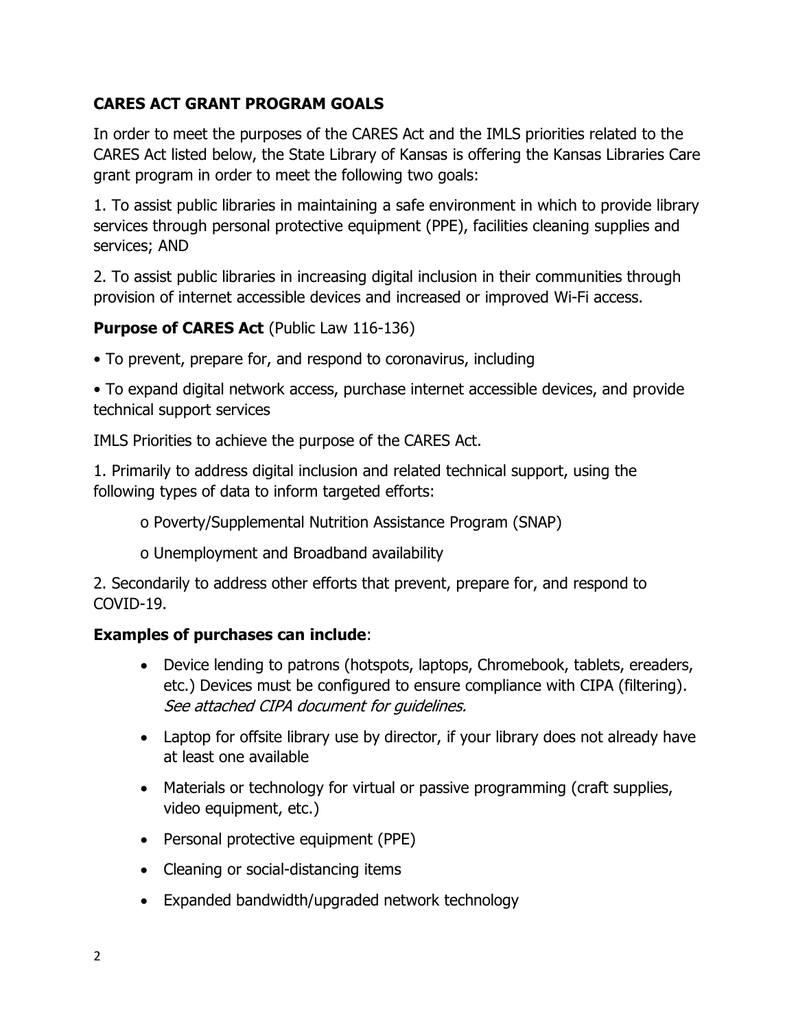## CARES ACT GRANT PROGRAM GOALS

In order to meet the purposes of the CARES Act and the IMLS priorities related to the CARES Act listed below, the State Library of Kansas is offering the Kansas Libraries Care grant program in order to meet the following two goals:

1. To assist public libraries in maintaining a safe environment in which to provide library services through personal protective equipment (PPE), facilities cleaning supplies and services; AND

2. To assist public libraries in increasing digital inclusion in their communities through provision of internet accessible devices and increased or improved Wi-Fi access.

**Purpose of CARES Act** (Public Law 116-136)

- To prevent, prepare for, and respond to coronavirus, including
- To expand digital network access, purchase internet accessible devices, and provide technical support services

IMLS Priorities to achieve the purpose of the CARES Act.

1. Primarily to address digital inclusion and related technical support, using the following types of data to inform targeted efforts:
   - Poverty/Supplemental Nutrition Assistance Program (SNAP)
   - Unemployment and Broadband availability

2. Secondarily to address other efforts that prevent, prepare for, and respond to COVID-19.

**Examples of purchases can include**:

- Device lending to patrons (hotspots, laptops, Chromebook, tablets, ereaders, etc.) Devices must be configured to ensure compliance with CIPA (filtering). *See attached CIPA document for guidelines.*
- Laptop for offsite library use by director, if your library does not already have at least one available
- Materials or technology for virtual or passive programming (craft supplies, video equipment, etc.)
- Personal protective equipment (PPE)
- Cleaning or social-distancing items
- Expanded bandwidth/upgraded network technology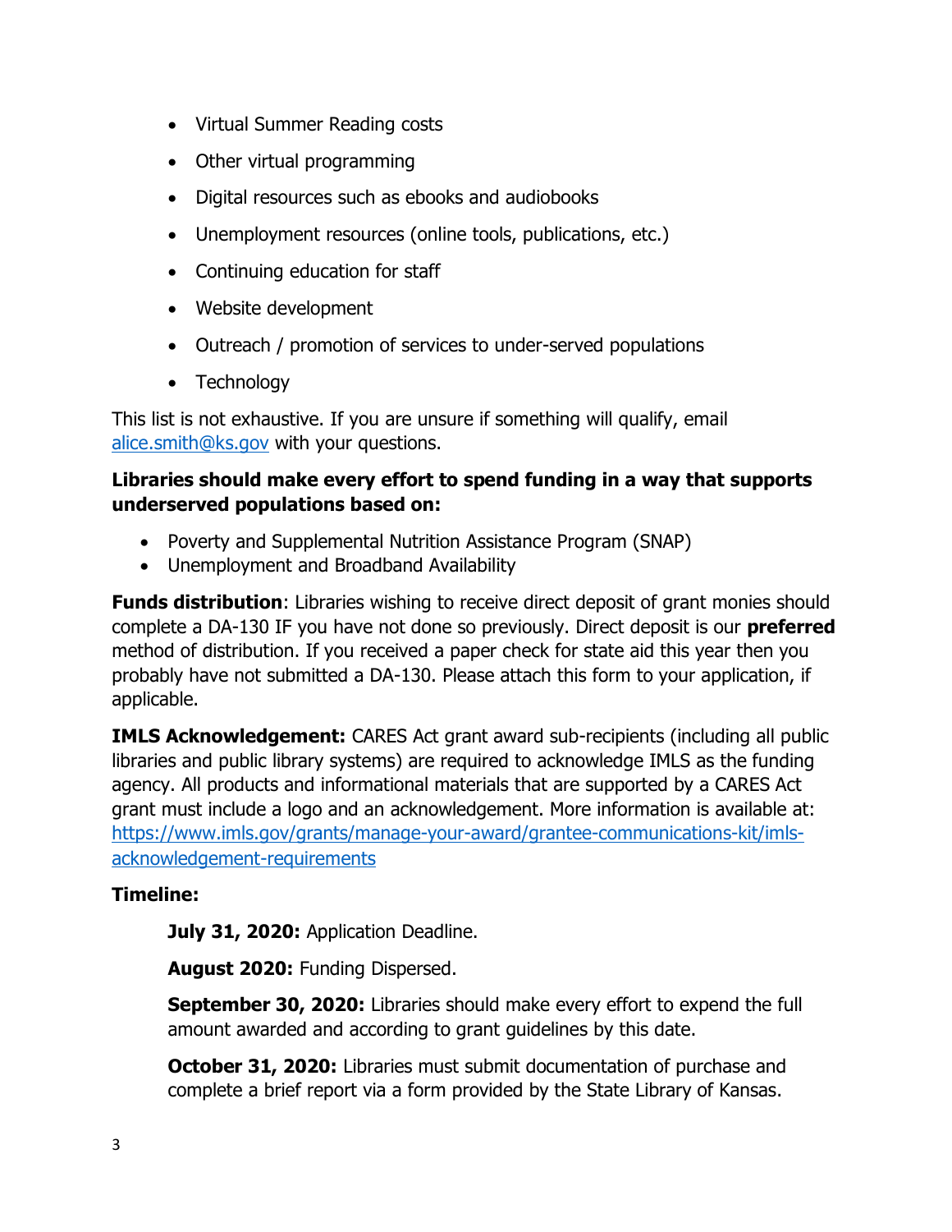- Virtual Summer Reading costs
- Other virtual programming
- Digital resources such as ebooks and audiobooks
- Unemployment resources (online tools, publications, etc.)
- Continuing education for staff
- Website development
- Outreach / promotion of services to under-served populations
- Technology

This list is not exhaustive. If you are unsure if something will qualify, email [alice.smith@ks.gov](mailto:alice.smith@ks.gov) with your questions.

**Libraries should make every effort to spend funding in a way that supports underserved populations based on:**

- Poverty and Supplemental Nutrition Assistance Program (SNAP)
- Unemployment and Broadband Availability

**Funds distribution**: Libraries wishing to receive direct deposit of grant monies should complete a DA-130 IF you have not done so previously. Direct deposit is our **preferred** method of distribution. If you received a paper check for state aid this year then you probably have not submitted a DA-130. Please attach this form to your application, if applicable.

**IMLS Acknowledgement:** CARES Act grant award sub-recipients (including all public libraries and public library systems) are required to acknowledge IMLS as the funding agency. All products and informational materials that are supported by a CARES Act grant must include a logo and an acknowledgement. More information is available at: [https://www.imls.gov/grants/manage-your-award/grantee-communications-kit/imls-acknowledgement-requirements](https://www.imls.gov/grants/manage-your-award/grantee-communications-kit/imls-acknowledgement-requirements)

**Timeline:**

**July 31, 2020:** Application Deadline.

**August 2020:** Funding Dispersed.

**September 30, 2020:** Libraries should make every effort to expend the full amount awarded and according to grant guidelines by this date.

**October 31, 2020:** Libraries must submit documentation of purchase and complete a brief report via a form provided by the State Library of Kansas.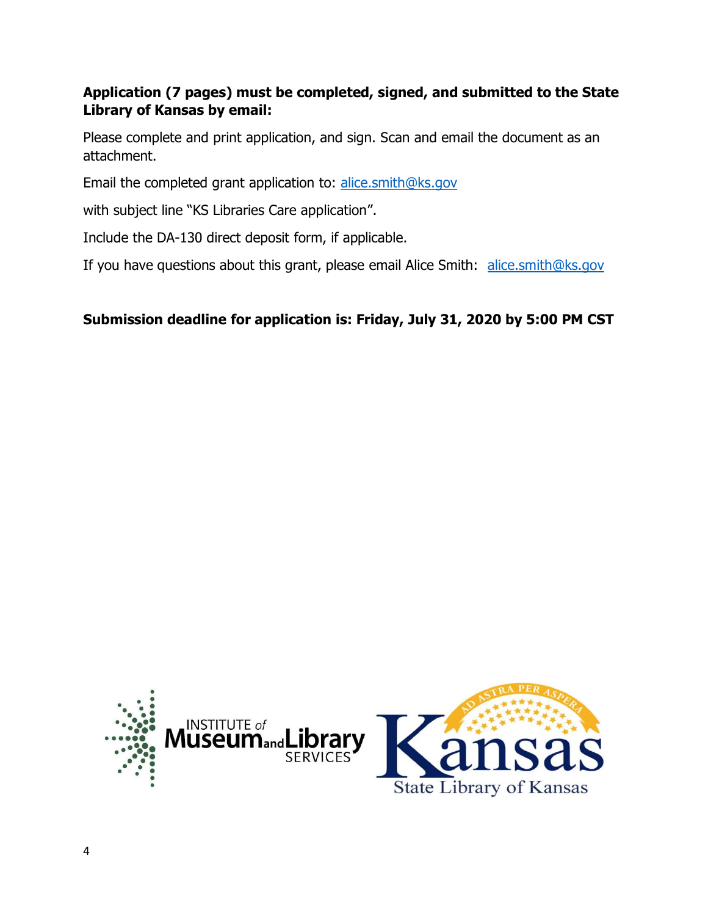**Application (7 pages) must be completed, signed, and submitted to the State Library of Kansas by email:**

Please complete and print application, and sign. Scan and email the document as an attachment.

Email the completed grant application to: alice.smith@ks.gov

with subject line "KS Libraries Care application".

Include the DA-130 direct deposit form, if applicable.

If you have questions about this grant, please email Alice Smith: alice.smith@ks.gov

**Submission deadline for application is: Friday, July 31, 2020 by 5:00 PM CST**

INSTITUTE of Museum and Library SERVICES

AD ASTRA PER ASPERA Kansas State Library of Kansas